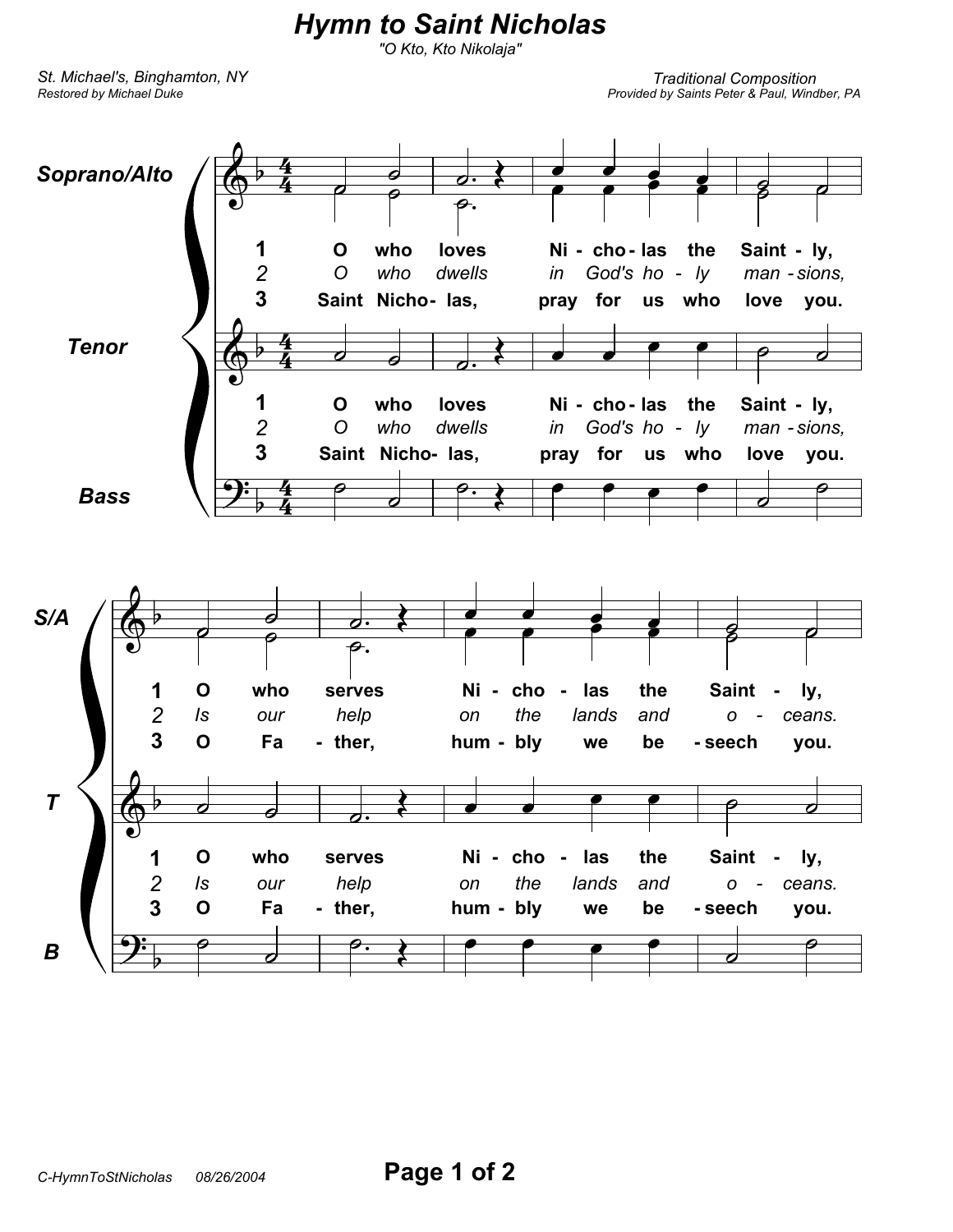# Hymn to Saint Nicholas

*"O Kto, Kto Nikolaja"*

*St. Michael's, Binghamton, NY*
*Restored by Michael Duke*

*Traditional Composition*
*Provided by Saints Peter & Paul, Windber, PA*

Soprano/Alto

Tenor

Bass

**1** O who loves Ni - cho - las the Saint - ly,
*2 O who dwells in God's ho - ly man - sions,*
**3** Saint Nicho- las, pray for us who love you.

S/A

T

B

**1** O who serves Ni - cho - las the Saint - ly,
*2 Is our help on the lands and o - ceans.*
**3** O Fa - ther, hum - bly we be - seech you.

C-HymnToStNicholas 08/26/2004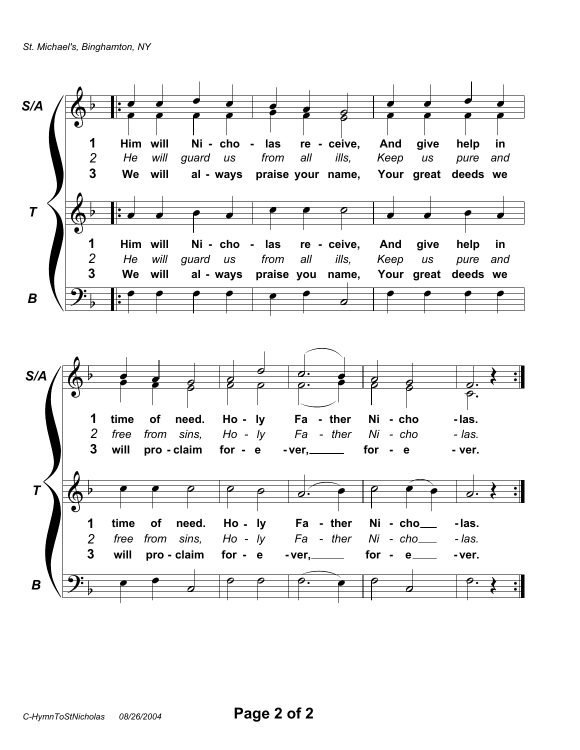S/A

1 Him will Ni - cho - las re - ceive, And give help in
2 *He will guard us from all ills, Keep us pure and*
3 We will al - ways praise your name, Your great deeds we

T

1 Him will Ni - cho - las re - ceive, And give help in
2 *He will guard us from all ills, Keep us pure and*
3 We will al - ways praise you name, Your great deeds we

B

S/A

1 time of need. Ho - ly Fa - ther Ni - cho - las.
2 *free from sins, Ho - ly Fa - ther Ni - cho - las.*
3 will pro - claim for - e - ver,\_\_\_\_\_\_ for - e - ver.

T

1 time of need. Ho - ly Fa - ther Ni - cho\_\_\_ - las.
2 *free from sins, Ho - ly Fa - ther Ni - cho\_\_\_ - las.*
3 will pro - claim for - e - ver,\_\_\_\_\_\_ for - e\_\_\_\_ - ver.

B